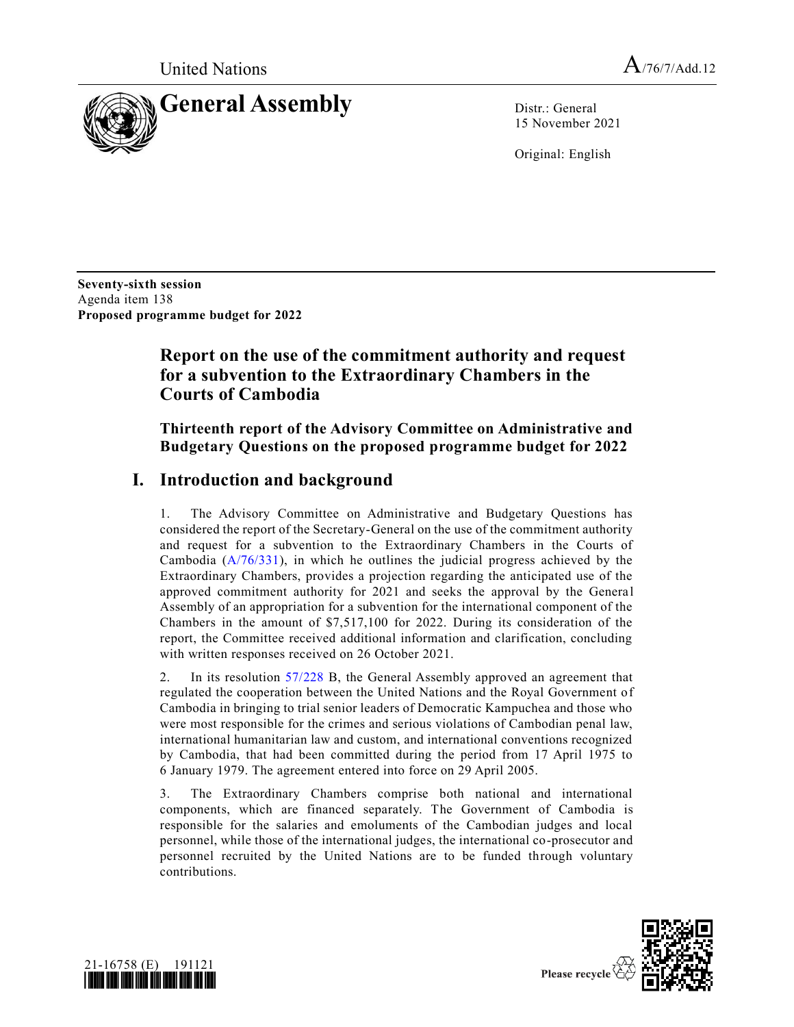United Nations

A/76/7/Add.12

# General Assembly

Distr.: General
15 November 2021

Original: English

**Seventy-sixth session**
Agenda item 138
**Proposed programme budget for 2022**

# Report on the use of the commitment authority and request for a subvention to the Extraordinary Chambers in the Courts of Cambodia

## Thirteenth report of the Advisory Committee on Administrative and Budgetary Questions on the proposed programme budget for 2022

## I. Introduction and background

1. The Advisory Committee on Administrative and Budgetary Questions has considered the report of the Secretary-General on the use of the commitment authority and request for a subvention to the Extraordinary Chambers in the Courts of Cambodia (A/76/331), in which he outlines the judicial progress achieved by the Extraordinary Chambers, provides a projection regarding the anticipated use of the approved commitment authority for 2021 and seeks the approval by the General Assembly of an appropriation for a subvention for the international component of the Chambers in the amount of $7,517,100 for 2022. During its consideration of the report, the Committee received additional information and clarification, concluding with written responses received on 26 October 2021.

2. In its resolution 57/228 B, the General Assembly approved an agreement that regulated the cooperation between the United Nations and the Royal Government of Cambodia in bringing to trial senior leaders of Democratic Kampuchea and those who were most responsible for the crimes and serious violations of Cambodian penal law, international humanitarian law and custom, and international conventions recognized by Cambodia, that had been committed during the period from 17 April 1975 to 6 January 1979. The agreement entered into force on 29 April 2005.

3. The Extraordinary Chambers comprise both national and international components, which are financed separately. The Government of Cambodia is responsible for the salaries and emoluments of the Cambodian judges and local personnel, while those of the international judges, the international co-prosecutor and personnel recruited by the United Nations are to be funded through voluntary contributions.

21-16758 (E) 191121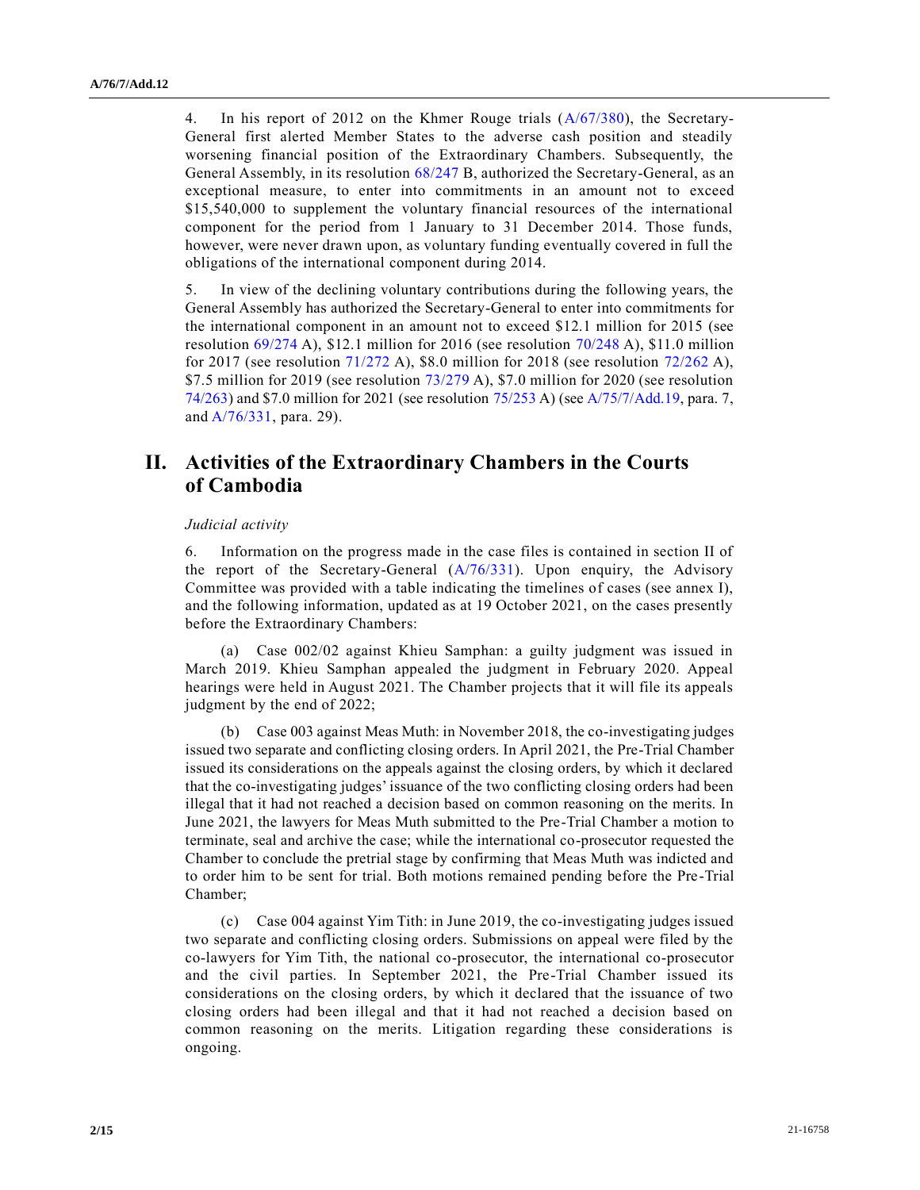4. In his report of 2012 on the Khmer Rouge trials (A/67/380), the Secretary-General first alerted Member States to the adverse cash position and steadily worsening financial position of the Extraordinary Chambers. Subsequently, the General Assembly, in its resolution 68/247 B, authorized the Secretary-General, as an exceptional measure, to enter into commitments in an amount not to exceed $15,540,000 to supplement the voluntary financial resources of the international component for the period from 1 January to 31 December 2014. Those funds, however, were never drawn upon, as voluntary funding eventually covered in full the obligations of the international component during 2014.

5. In view of the declining voluntary contributions during the following years, the General Assembly has authorized the Secretary-General to enter into commitments for the international component in an amount not to exceed $12.1 million for 2015 (see resolution 69/274 A), $12.1 million for 2016 (see resolution 70/248 A), $11.0 million for 2017 (see resolution 71/272 A), $8.0 million for 2018 (see resolution 72/262 A), $7.5 million for 2019 (see resolution 73/279 A), $7.0 million for 2020 (see resolution 74/263) and $7.0 million for 2021 (see resolution 75/253 A) (see A/75/7/Add.19, para. 7, and A/76/331, para. 29).

# II. Activities of the Extraordinary Chambers in the Courts of Cambodia

*Judicial activity*

6. Information on the progress made in the case files is contained in section II of the report of the Secretary-General (A/76/331). Upon enquiry, the Advisory Committee was provided with a table indicating the timelines of cases (see annex I), and the following information, updated as at 19 October 2021, on the cases presently before the Extraordinary Chambers:

(a) Case 002/02 against Khieu Samphan: a guilty judgment was issued in March 2019. Khieu Samphan appealed the judgment in February 2020. Appeal hearings were held in August 2021. The Chamber projects that it will file its appeals judgment by the end of 2022;

(b) Case 003 against Meas Muth: in November 2018, the co-investigating judges issued two separate and conflicting closing orders. In April 2021, the Pre-Trial Chamber issued its considerations on the appeals against the closing orders, by which it declared that the co-investigating judges' issuance of the two conflicting closing orders had been illegal that it had not reached a decision based on common reasoning on the merits. In June 2021, the lawyers for Meas Muth submitted to the Pre-Trial Chamber a motion to terminate, seal and archive the case; while the international co-prosecutor requested the Chamber to conclude the pretrial stage by confirming that Meas Muth was indicted and to order him to be sent for trial. Both motions remained pending before the Pre-Trial Chamber;

(c) Case 004 against Yim Tith: in June 2019, the co-investigating judges issued two separate and conflicting closing orders. Submissions on appeal were filed by the co-lawyers for Yim Tith, the national co-prosecutor, the international co-prosecutor and the civil parties. In September 2021, the Pre-Trial Chamber issued its considerations on the closing orders, by which it declared that the issuance of two closing orders had been illegal and that it had not reached a decision based on common reasoning on the merits. Litigation regarding these considerations is ongoing.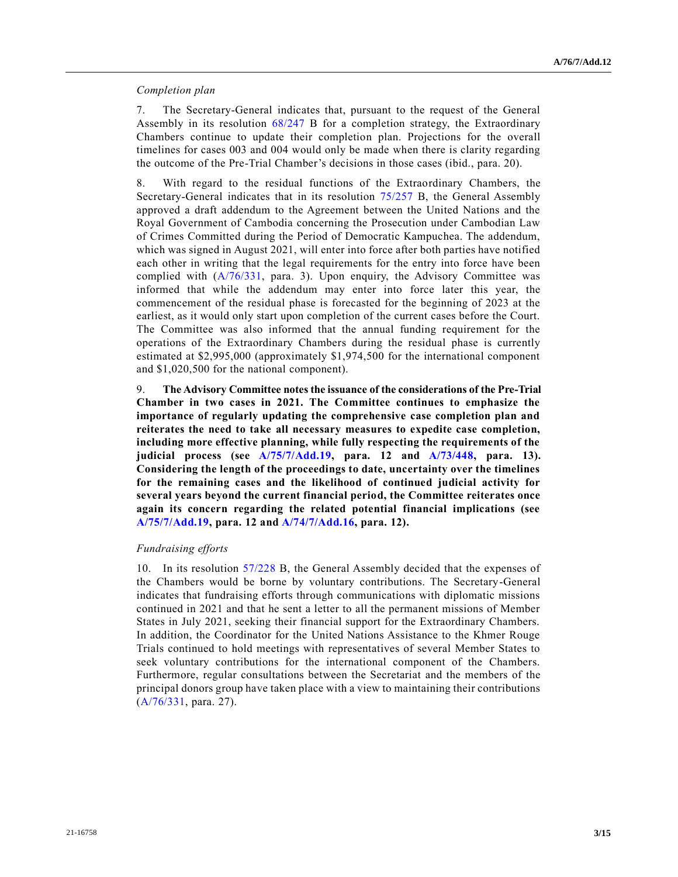*Completion plan*

7. The Secretary-General indicates that, pursuant to the request of the General Assembly in its resolution 68/247 B for a completion strategy, the Extraordinary Chambers continue to update their completion plan. Projections for the overall timelines for cases 003 and 004 would only be made when there is clarity regarding the outcome of the Pre-Trial Chamber's decisions in those cases (ibid., para. 20).

8. With regard to the residual functions of the Extraordinary Chambers, the Secretary-General indicates that in its resolution 75/257 B, the General Assembly approved a draft addendum to the Agreement between the United Nations and the Royal Government of Cambodia concerning the Prosecution under Cambodian Law of Crimes Committed during the Period of Democratic Kampuchea. The addendum, which was signed in August 2021, will enter into force after both parties have notified each other in writing that the legal requirements for the entry into force have been complied with (A/76/331, para. 3). Upon enquiry, the Advisory Committee was informed that while the addendum may enter into force later this year, the commencement of the residual phase is forecasted for the beginning of 2023 at the earliest, as it would only start upon completion of the current cases before the Court. The Committee was also informed that the annual funding requirement for the operations of the Extraordinary Chambers during the residual phase is currently estimated at $2,995,000 (approximately $1,974,500 for the international component and $1,020,500 for the national component).

9. **The Advisory Committee notes the issuance of the considerations of the Pre-Trial Chamber in two cases in 2021. The Committee continues to emphasize the importance of regularly updating the comprehensive case completion plan and reiterates the need to take all necessary measures to expedite case completion, including more effective planning, while fully respecting the requirements of the judicial process (see A/75/7/Add.19, para. 12 and A/73/448, para. 13). Considering the length of the proceedings to date, uncertainty over the timelines for the remaining cases and the likelihood of continued judicial activity for several years beyond the current financial period, the Committee reiterates once again its concern regarding the related potential financial implications (see A/75/7/Add.19, para. 12 and A/74/7/Add.16, para. 12).**

*Fundraising efforts*

10. In its resolution 57/228 B, the General Assembly decided that the expenses of the Chambers would be borne by voluntary contributions. The Secretary-General indicates that fundraising efforts through communications with diplomatic missions continued in 2021 and that he sent a letter to all the permanent missions of Member States in July 2021, seeking their financial support for the Extraordinary Chambers. In addition, the Coordinator for the United Nations Assistance to the Khmer Rouge Trials continued to hold meetings with representatives of several Member States to seek voluntary contributions for the international component of the Chambers. Furthermore, regular consultations between the Secretariat and the members of the principal donors group have taken place with a view to maintaining their contributions (A/76/331, para. 27).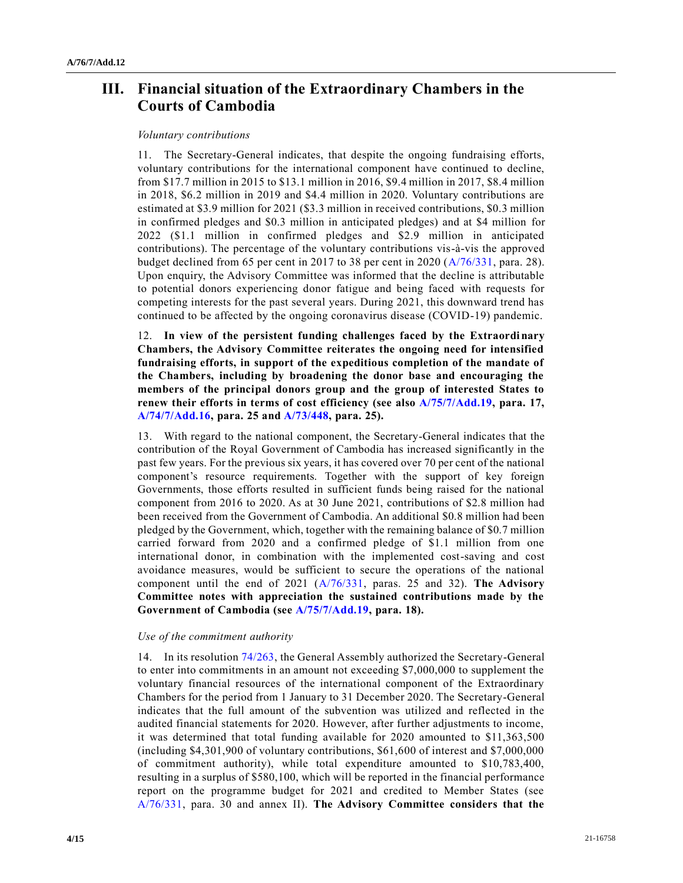## III. Financial situation of the Extraordinary Chambers in the Courts of Cambodia

*Voluntary contributions*

11. The Secretary-General indicates, that despite the ongoing fundraising efforts, voluntary contributions for the international component have continued to decline, from $17.7 million in 2015 to $13.1 million in 2016, $9.4 million in 2017, $8.4 million in 2018, $6.2 million in 2019 and $4.4 million in 2020. Voluntary contributions are estimated at $3.9 million for 2021 ($3.3 million in received contributions, $0.3 million in confirmed pledges and $0.3 million in anticipated pledges) and at $4 million for 2022 ($1.1 million in confirmed pledges and $2.9 million in anticipated contributions). The percentage of the voluntary contributions vis-à-vis the approved budget declined from 65 per cent in 2017 to 38 per cent in 2020 (A/76/331, para. 28). Upon enquiry, the Advisory Committee was informed that the decline is attributable to potential donors experiencing donor fatigue and being faced with requests for competing interests for the past several years. During 2021, this downward trend has continued to be affected by the ongoing coronavirus disease (COVID-19) pandemic.

12. **In view of the persistent funding challenges faced by the Extraordinary Chambers, the Advisory Committee reiterates the ongoing need for intensified fundraising efforts, in support of the expeditious completion of the mandate of the Chambers, including by broadening the donor base and encouraging the members of the principal donors group and the group of interested States to renew their efforts in terms of cost efficiency (see also A/75/7/Add.19, para. 17, A/74/7/Add.16, para. 25 and A/73/448, para. 25).**

13. With regard to the national component, the Secretary-General indicates that the contribution of the Royal Government of Cambodia has increased significantly in the past few years. For the previous six years, it has covered over 70 per cent of the national component's resource requirements. Together with the support of key foreign Governments, those efforts resulted in sufficient funds being raised for the national component from 2016 to 2020. As at 30 June 2021, contributions of $2.8 million had been received from the Government of Cambodia. An additional $0.8 million had been pledged by the Government, which, together with the remaining balance of $0.7 million carried forward from 2020 and a confirmed pledge of $1.1 million from one international donor, in combination with the implemented cost-saving and cost avoidance measures, would be sufficient to secure the operations of the national component until the end of 2021 (A/76/331, paras. 25 and 32). **The Advisory Committee notes with appreciation the sustained contributions made by the Government of Cambodia (see A/75/7/Add.19, para. 18).**

*Use of the commitment authority*

14. In its resolution 74/263, the General Assembly authorized the Secretary-General to enter into commitments in an amount not exceeding $7,000,000 to supplement the voluntary financial resources of the international component of the Extraordinary Chambers for the period from 1 January to 31 December 2020. The Secretary-General indicates that the full amount of the subvention was utilized and reflected in the audited financial statements for 2020. However, after further adjustments to income, it was determined that total funding available for 2020 amounted to $11,363,500 (including $4,301,900 of voluntary contributions, $61,600 of interest and $7,000,000 of commitment authority), while total expenditure amounted to $10,783,400, resulting in a surplus of $580,100, which will be reported in the financial performance report on the programme budget for 2021 and credited to Member States (see A/76/331, para. 30 and annex II). **The Advisory Committee considers that the**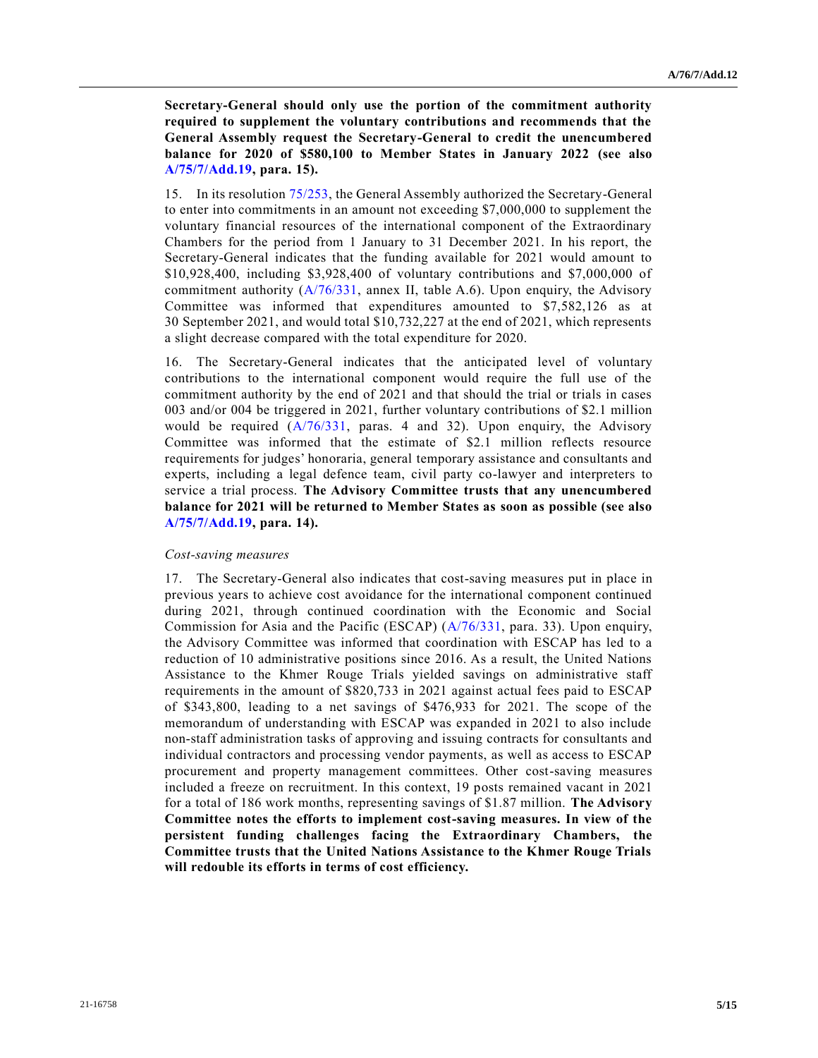**Secretary-General should only use the portion of the commitment authority required to supplement the voluntary contributions and recommends that the General Assembly request the Secretary-General to credit the unencumbered balance for 2020 of $580,100 to Member States in January 2022 (see also A/75/7/Add.19, para. 15).**

15. In its resolution 75/253, the General Assembly authorized the Secretary-General to enter into commitments in an amount not exceeding $7,000,000 to supplement the voluntary financial resources of the international component of the Extraordinary Chambers for the period from 1 January to 31 December 2021. In his report, the Secretary-General indicates that the funding available for 2021 would amount to $10,928,400, including $3,928,400 of voluntary contributions and $7,000,000 of commitment authority (A/76/331, annex II, table A.6). Upon enquiry, the Advisory Committee was informed that expenditures amounted to $7,582,126 as at 30 September 2021, and would total $10,732,227 at the end of 2021, which represents a slight decrease compared with the total expenditure for 2020.

16. The Secretary-General indicates that the anticipated level of voluntary contributions to the international component would require the full use of the commitment authority by the end of 2021 and that should the trial or trials in cases 003 and/or 004 be triggered in 2021, further voluntary contributions of $2.1 million would be required (A/76/331, paras. 4 and 32). Upon enquiry, the Advisory Committee was informed that the estimate of $2.1 million reflects resource requirements for judges' honoraria, general temporary assistance and consultants and experts, including a legal defence team, civil party co-lawyer and interpreters to service a trial process. **The Advisory Committee trusts that any unencumbered balance for 2021 will be returned to Member States as soon as possible (see also A/75/7/Add.19, para. 14).**

*Cost-saving measures*

17. The Secretary-General also indicates that cost-saving measures put in place in previous years to achieve cost avoidance for the international component continued during 2021, through continued coordination with the Economic and Social Commission for Asia and the Pacific (ESCAP) (A/76/331, para. 33). Upon enquiry, the Advisory Committee was informed that coordination with ESCAP has led to a reduction of 10 administrative positions since 2016. As a result, the United Nations Assistance to the Khmer Rouge Trials yielded savings on administrative staff requirements in the amount of $820,733 in 2021 against actual fees paid to ESCAP of $343,800, leading to a net savings of $476,933 for 2021. The scope of the memorandum of understanding with ESCAP was expanded in 2021 to also include non-staff administration tasks of approving and issuing contracts for consultants and individual contractors and processing vendor payments, as well as access to ESCAP procurement and property management committees. Other cost-saving measures included a freeze on recruitment. In this context, 19 posts remained vacant in 2021 for a total of 186 work months, representing savings of $1.87 million. **The Advisory Committee notes the efforts to implement cost-saving measures. In view of the persistent funding challenges facing the Extraordinary Chambers, the Committee trusts that the United Nations Assistance to the Khmer Rouge Trials will redouble its efforts in terms of cost efficiency.**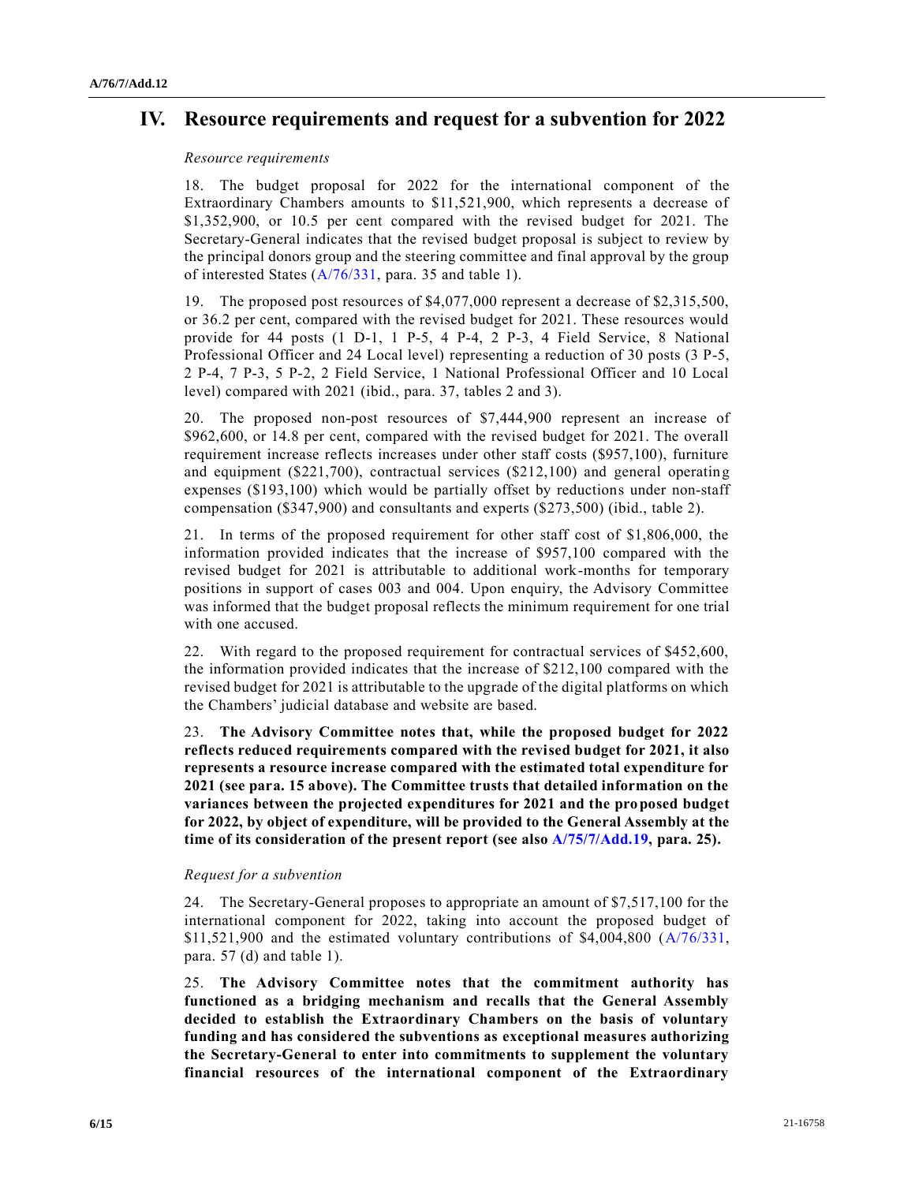# IV. Resource requirements and request for a subvention for 2022

*Resource requirements*

18. The budget proposal for 2022 for the international component of the Extraordinary Chambers amounts to $11,521,900, which represents a decrease of $1,352,900, or 10.5 per cent compared with the revised budget for 2021. The Secretary-General indicates that the revised budget proposal is subject to review by the principal donors group and the steering committee and final approval by the group of interested States (A/76/331, para. 35 and table 1).

19. The proposed post resources of $4,077,000 represent a decrease of $2,315,500, or 36.2 per cent, compared with the revised budget for 2021. These resources would provide for 44 posts (1 D-1, 1 P-5, 4 P-4, 2 P-3, 4 Field Service, 8 National Professional Officer and 24 Local level) representing a reduction of 30 posts (3 P-5, 2 P-4, 7 P-3, 5 P-2, 2 Field Service, 1 National Professional Officer and 10 Local level) compared with 2021 (ibid., para. 37, tables 2 and 3).

20. The proposed non-post resources of $7,444,900 represent an increase of $962,600, or 14.8 per cent, compared with the revised budget for 2021. The overall requirement increase reflects increases under other staff costs ($957,100), furniture and equipment ($221,700), contractual services ($212,100) and general operating expenses ($193,100) which would be partially offset by reductions under non-staff compensation ($347,900) and consultants and experts ($273,500) (ibid., table 2).

21. In terms of the proposed requirement for other staff cost of $1,806,000, the information provided indicates that the increase of $957,100 compared with the revised budget for 2021 is attributable to additional work-months for temporary positions in support of cases 003 and 004. Upon enquiry, the Advisory Committee was informed that the budget proposal reflects the minimum requirement for one trial with one accused.

22. With regard to the proposed requirement for contractual services of $452,600, the information provided indicates that the increase of $212,100 compared with the revised budget for 2021 is attributable to the upgrade of the digital platforms on which the Chambers' judicial database and website are based.

23. **The Advisory Committee notes that, while the proposed budget for 2022 reflects reduced requirements compared with the revised budget for 2021, it also represents a resource increase compared with the estimated total expenditure for 2021 (see para. 15 above). The Committee trusts that detailed information on the variances between the projected expenditures for 2021 and the proposed budget for 2022, by object of expenditure, will be provided to the General Assembly at the time of its consideration of the present report (see also A/75/7/Add.19, para. 25).**

*Request for a subvention*

24. The Secretary-General proposes to appropriate an amount of $7,517,100 for the international component for 2022, taking into account the proposed budget of $11,521,900 and the estimated voluntary contributions of $4,004,800 (A/76/331, para. 57 (d) and table 1).

25. **The Advisory Committee notes that the commitment authority has functioned as a bridging mechanism and recalls that the General Assembly decided to establish the Extraordinary Chambers on the basis of voluntary funding and has considered the subventions as exceptional measures authorizing the Secretary-General to enter into commitments to supplement the voluntary financial resources of the international component of the Extraordinary**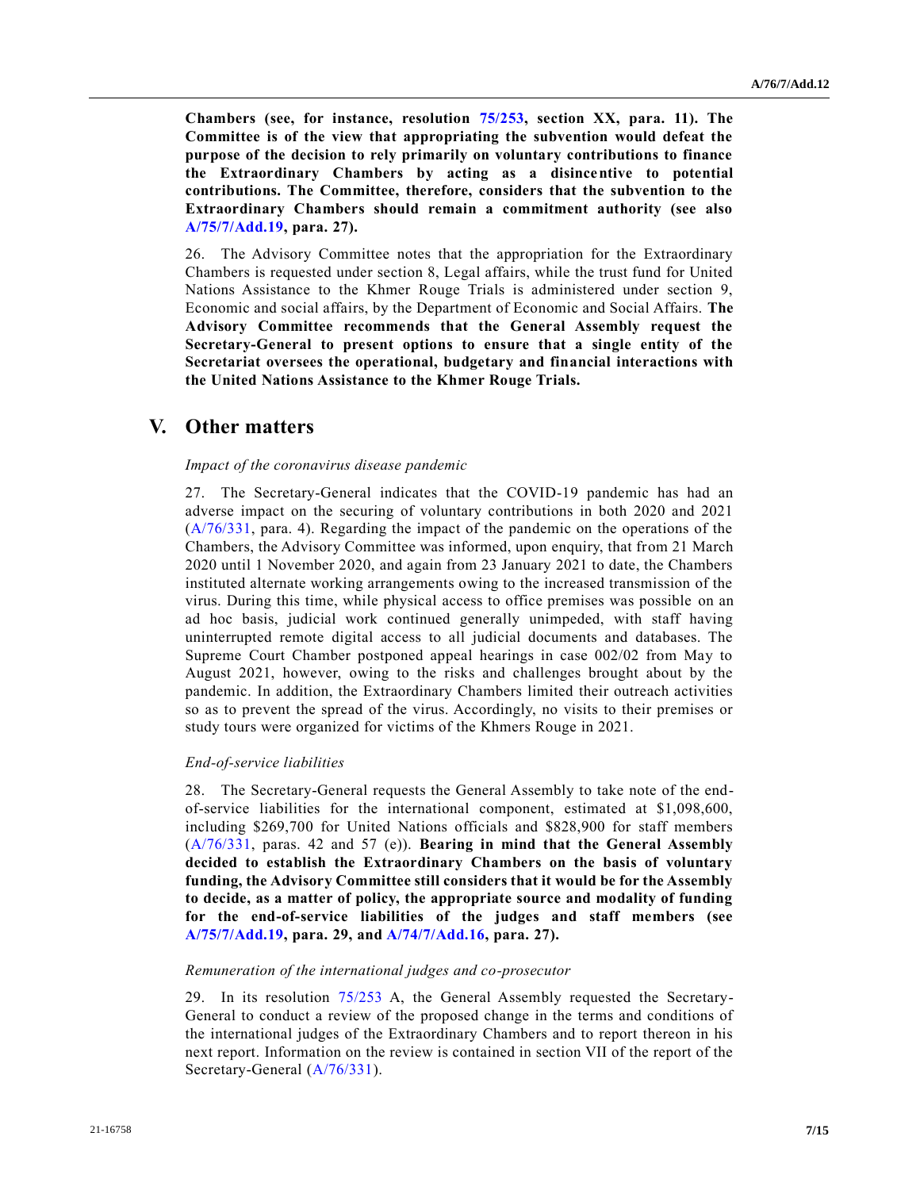**Chambers (see, for instance, resolution 75/253, section XX, para. 11). The Committee is of the view that appropriating the subvention would defeat the purpose of the decision to rely primarily on voluntary contributions to finance the Extraordinary Chambers by acting as a disincentive to potential contributions. The Committee, therefore, considers that the subvention to the Extraordinary Chambers should remain a commitment authority (see also A/75/7/Add.19, para. 27).**

26. The Advisory Committee notes that the appropriation for the Extraordinary Chambers is requested under section 8, Legal affairs, while the trust fund for United Nations Assistance to the Khmer Rouge Trials is administered under section 9, Economic and social affairs, by the Department of Economic and Social Affairs. **The Advisory Committee recommends that the General Assembly request the Secretary-General to present options to ensure that a single entity of the Secretariat oversees the operational, budgetary and financial interactions with the United Nations Assistance to the Khmer Rouge Trials.**

# V. Other matters

*Impact of the coronavirus disease pandemic*

27. The Secretary-General indicates that the COVID-19 pandemic has had an adverse impact on the securing of voluntary contributions in both 2020 and 2021 (A/76/331, para. 4). Regarding the impact of the pandemic on the operations of the Chambers, the Advisory Committee was informed, upon enquiry, that from 21 March 2020 until 1 November 2020, and again from 23 January 2021 to date, the Chambers instituted alternate working arrangements owing to the increased transmission of the virus. During this time, while physical access to office premises was possible on an ad hoc basis, judicial work continued generally unimpeded, with staff having uninterrupted remote digital access to all judicial documents and databases. The Supreme Court Chamber postponed appeal hearings in case 002/02 from May to August 2021, however, owing to the risks and challenges brought about by the pandemic. In addition, the Extraordinary Chambers limited their outreach activities so as to prevent the spread of the virus. Accordingly, no visits to their premises or study tours were organized for victims of the Khmers Rouge in 2021.

*End-of-service liabilities*

28. The Secretary-General requests the General Assembly to take note of the end-of-service liabilities for the international component, estimated at $1,098,600, including $269,700 for United Nations officials and $828,900 for staff members (A/76/331, paras. 42 and 57 (e)). **Bearing in mind that the General Assembly decided to establish the Extraordinary Chambers on the basis of voluntary funding, the Advisory Committee still considers that it would be for the Assembly to decide, as a matter of policy, the appropriate source and modality of funding for the end-of-service liabilities of the judges and staff members (see A/75/7/Add.19, para. 29, and A/74/7/Add.16, para. 27).**

*Remuneration of the international judges and co-prosecutor*

29. In its resolution 75/253 A, the General Assembly requested the Secretary-General to conduct a review of the proposed change in the terms and conditions of the international judges of the Extraordinary Chambers and to report thereon in his next report. Information on the review is contained in section VII of the report of the Secretary-General (A/76/331).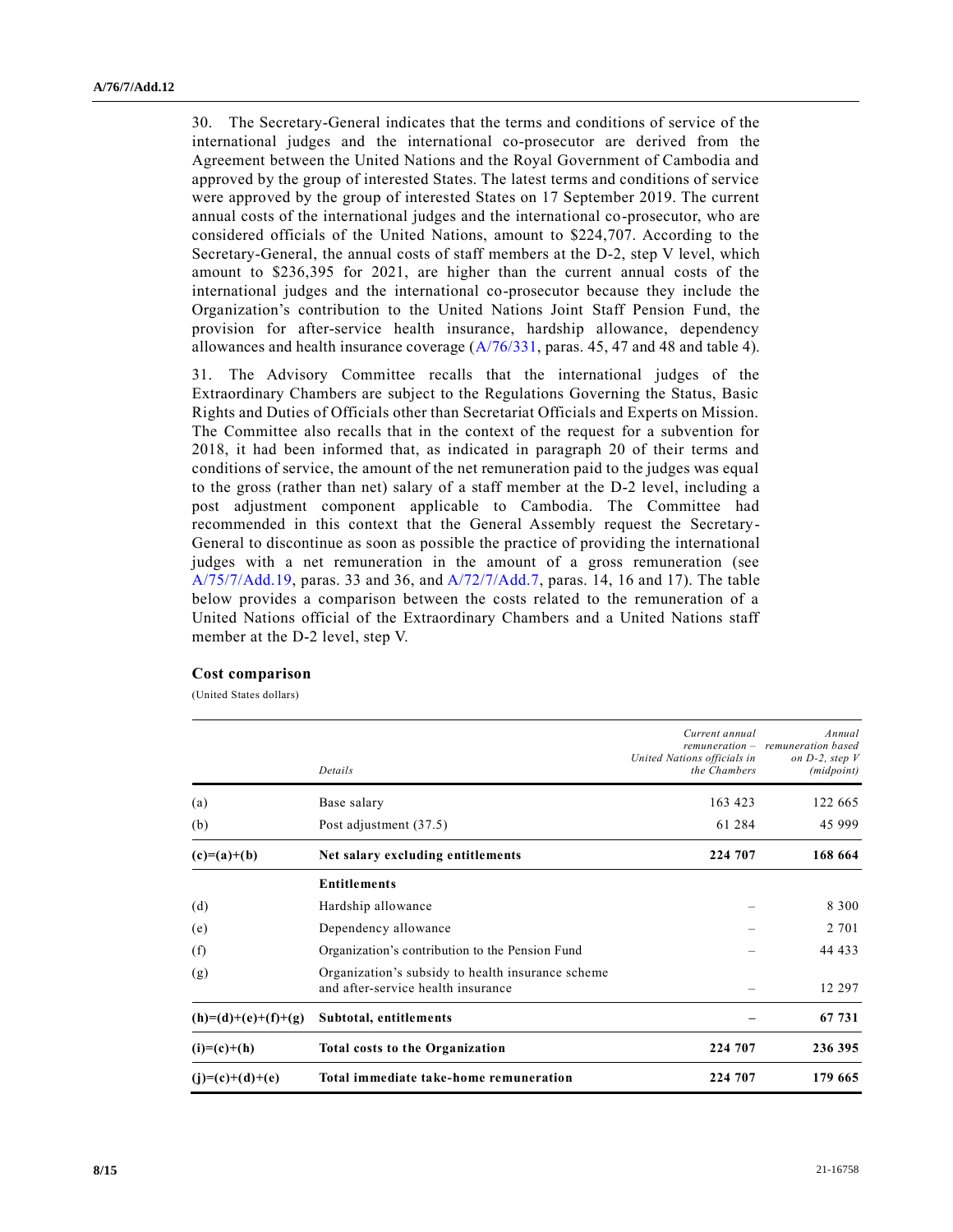30. The Secretary-General indicates that the terms and conditions of service of the international judges and the international co-prosecutor are derived from the Agreement between the United Nations and the Royal Government of Cambodia and approved by the group of interested States. The latest terms and conditions of service were approved by the group of interested States on 17 September 2019. The current annual costs of the international judges and the international co-prosecutor, who are considered officials of the United Nations, amount to $224,707. According to the Secretary-General, the annual costs of staff members at the D-2, step V level, which amount to $236,395 for 2021, are higher than the current annual costs of the international judges and the international co-prosecutor because they include the Organization's contribution to the United Nations Joint Staff Pension Fund, the provision for after-service health insurance, hardship allowance, dependency allowances and health insurance coverage (A/76/331, paras. 45, 47 and 48 and table 4).

31. The Advisory Committee recalls that the international judges of the Extraordinary Chambers are subject to the Regulations Governing the Status, Basic Rights and Duties of Officials other than Secretariat Officials and Experts on Mission. The Committee also recalls that in the context of the request for a subvention for 2018, it had been informed that, as indicated in paragraph 20 of their terms and conditions of service, the amount of the net remuneration paid to the judges was equal to the gross (rather than net) salary of a staff member at the D-2 level, including a post adjustment component applicable to Cambodia. The Committee had recommended in this context that the General Assembly request the Secretary-General to discontinue as soon as possible the practice of providing the international judges with a net remuneration in the amount of a gross remuneration (see A/75/7/Add.19, paras. 33 and 36, and A/72/7/Add.7, paras. 14, 16 and 17). The table below provides a comparison between the costs related to the remuneration of a United Nations official of the Extraordinary Chambers and a United Nations staff member at the D-2 level, step V.

**Cost comparison**

(United States dollars)

| | *Details* | *Current annual remuneration – United Nations officials in the Chambers* | *Annual remuneration based on D-2, step V (midpoint)* |
|---|---|---|---|
| (a) | Base salary | 163 423 | 122 665 |
| (b) | Post adjustment (37.5) | 61 284 | 45 999 |
| **(c)=(a)+(b)** | **Net salary excluding entitlements** | **224 707** | **168 664** |
| | **Entitlements** | | |
| (d) | Hardship allowance | – | 8 300 |
| (e) | Dependency allowance | – | 2 701 |
| (f) | Organization's contribution to the Pension Fund | – | 44 433 |
| (g) | Organization's subsidy to health insurance scheme and after-service health insurance | – | 12 297 |
| **(h)=(d)+(e)+(f)+(g)** | **Subtotal, entitlements** | **–** | **67 731** |
| **(i)=(c)+(h)** | **Total costs to the Organization** | **224 707** | **236 395** |
| **(j)=(c)+(d)+(e)** | **Total immediate take-home remuneration** | **224 707** | **179 665** |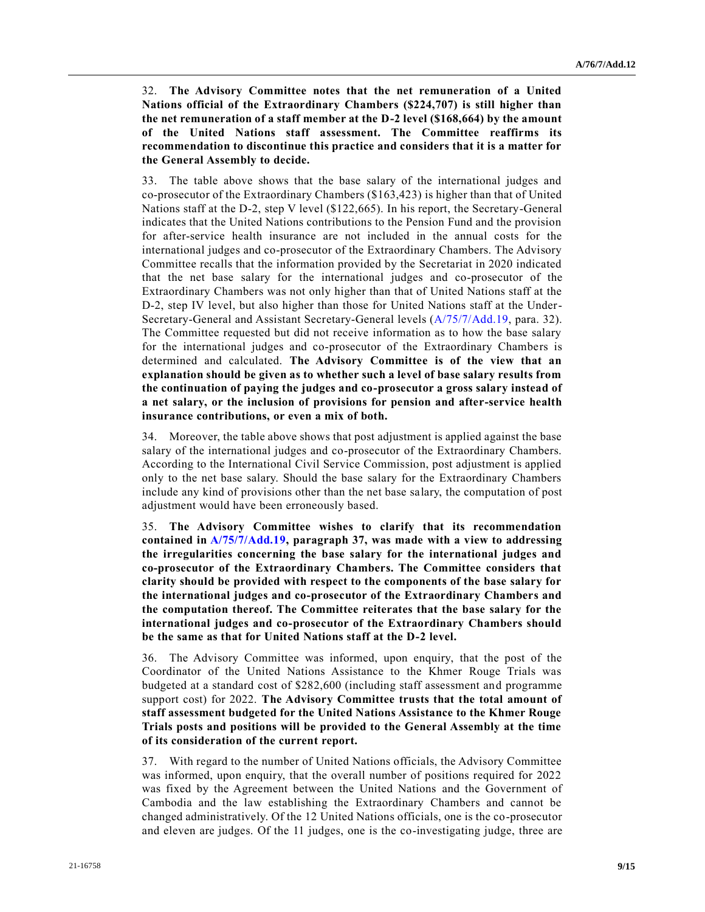32. **The Advisory Committee notes that the net remuneration of a United Nations official of the Extraordinary Chambers ($224,707) is still higher than the net remuneration of a staff member at the D-2 level ($168,664) by the amount of the United Nations staff assessment. The Committee reaffirms its recommendation to discontinue this practice and considers that it is a matter for the General Assembly to decide.**

33. The table above shows that the base salary of the international judges and co-prosecutor of the Extraordinary Chambers ($163,423) is higher than that of United Nations staff at the D-2, step V level ($122,665). In his report, the Secretary-General indicates that the United Nations contributions to the Pension Fund and the provision for after-service health insurance are not included in the annual costs for the international judges and co-prosecutor of the Extraordinary Chambers. The Advisory Committee recalls that the information provided by the Secretariat in 2020 indicated that the net base salary for the international judges and co-prosecutor of the Extraordinary Chambers was not only higher than that of United Nations staff at the D-2, step IV level, but also higher than those for United Nations staff at the Under-Secretary-General and Assistant Secretary-General levels (A/75/7/Add.19, para. 32). The Committee requested but did not receive information as to how the base salary for the international judges and co-prosecutor of the Extraordinary Chambers is determined and calculated. **The Advisory Committee is of the view that an explanation should be given as to whether such a level of base salary results from the continuation of paying the judges and co-prosecutor a gross salary instead of a net salary, or the inclusion of provisions for pension and after-service health insurance contributions, or even a mix of both.**

34. Moreover, the table above shows that post adjustment is applied against the base salary of the international judges and co-prosecutor of the Extraordinary Chambers. According to the International Civil Service Commission, post adjustment is applied only to the net base salary. Should the base salary for the Extraordinary Chambers include any kind of provisions other than the net base salary, the computation of post adjustment would have been erroneously based.

35. **The Advisory Committee wishes to clarify that its recommendation contained in A/75/7/Add.19, paragraph 37, was made with a view to addressing the irregularities concerning the base salary for the international judges and co-prosecutor of the Extraordinary Chambers. The Committee considers that clarity should be provided with respect to the components of the base salary for the international judges and co-prosecutor of the Extraordinary Chambers and the computation thereof. The Committee reiterates that the base salary for the international judges and co-prosecutor of the Extraordinary Chambers should be the same as that for United Nations staff at the D-2 level.**

36. The Advisory Committee was informed, upon enquiry, that the post of the Coordinator of the United Nations Assistance to the Khmer Rouge Trials was budgeted at a standard cost of $282,600 (including staff assessment and programme support cost) for 2022. **The Advisory Committee trusts that the total amount of staff assessment budgeted for the United Nations Assistance to the Khmer Rouge Trials posts and positions will be provided to the General Assembly at the time of its consideration of the current report.**

37. With regard to the number of United Nations officials, the Advisory Committee was informed, upon enquiry, that the overall number of positions required for 2022 was fixed by the Agreement between the United Nations and the Government of Cambodia and the law establishing the Extraordinary Chambers and cannot be changed administratively. Of the 12 United Nations officials, one is the co-prosecutor and eleven are judges. Of the 11 judges, one is the co-investigating judge, three are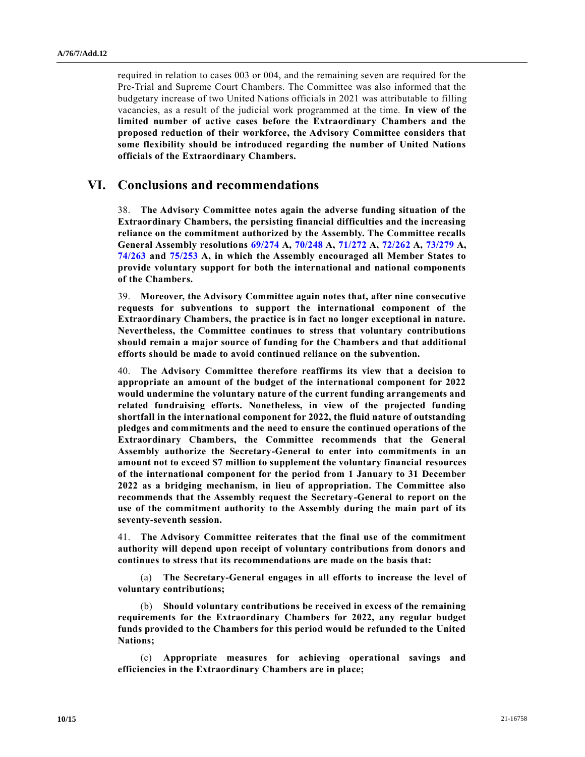required in relation to cases 003 or 004, and the remaining seven are required for the Pre-Trial and Supreme Court Chambers. The Committee was also informed that the budgetary increase of two United Nations officials in 2021 was attributable to filling vacancies, as a result of the judicial work programmed at the time. **In view of the limited number of active cases before the Extraordinary Chambers and the proposed reduction of their workforce, the Advisory Committee considers that some flexibility should be introduced regarding the number of United Nations officials of the Extraordinary Chambers.**

## VI. Conclusions and recommendations

38. **The Advisory Committee notes again the adverse funding situation of the Extraordinary Chambers, the persisting financial difficulties and the increasing reliance on the commitment authorized by the Assembly. The Committee recalls General Assembly resolutions 69/274 A, 70/248 A, 71/272 A, 72/262 A, 73/279 A, 74/263 and 75/253 A, in which the Assembly encouraged all Member States to provide voluntary support for both the international and national components of the Chambers.**

39. **Moreover, the Advisory Committee again notes that, after nine consecutive requests for subventions to support the international component of the Extraordinary Chambers, the practice is in fact no longer exceptional in nature. Nevertheless, the Committee continues to stress that voluntary contributions should remain a major source of funding for the Chambers and that additional efforts should be made to avoid continued reliance on the subvention.**

40. **The Advisory Committee therefore reaffirms its view that a decision to appropriate an amount of the budget of the international component for 2022 would undermine the voluntary nature of the current funding arrangements and related fundraising efforts. Nonetheless, in view of the projected funding shortfall in the international component for 2022, the fluid nature of outstanding pledges and commitments and the need to ensure the continued operations of the Extraordinary Chambers, the Committee recommends that the General Assembly authorize the Secretary-General to enter into commitments in an amount not to exceed $7 million to supplement the voluntary financial resources of the international component for the period from 1 January to 31 December 2022 as a bridging mechanism, in lieu of appropriation. The Committee also recommends that the Assembly request the Secretary-General to report on the use of the commitment authority to the Assembly during the main part of its seventy-seventh session.**

41. **The Advisory Committee reiterates that the final use of the commitment authority will depend upon receipt of voluntary contributions from donors and continues to stress that its recommendations are made on the basis that:**

(a) **The Secretary-General engages in all efforts to increase the level of voluntary contributions;**

(b) **Should voluntary contributions be received in excess of the remaining requirements for the Extraordinary Chambers for 2022, any regular budget funds provided to the Chambers for this period would be refunded to the United Nations;**

(c) **Appropriate measures for achieving operational savings and efficiencies in the Extraordinary Chambers are in place;**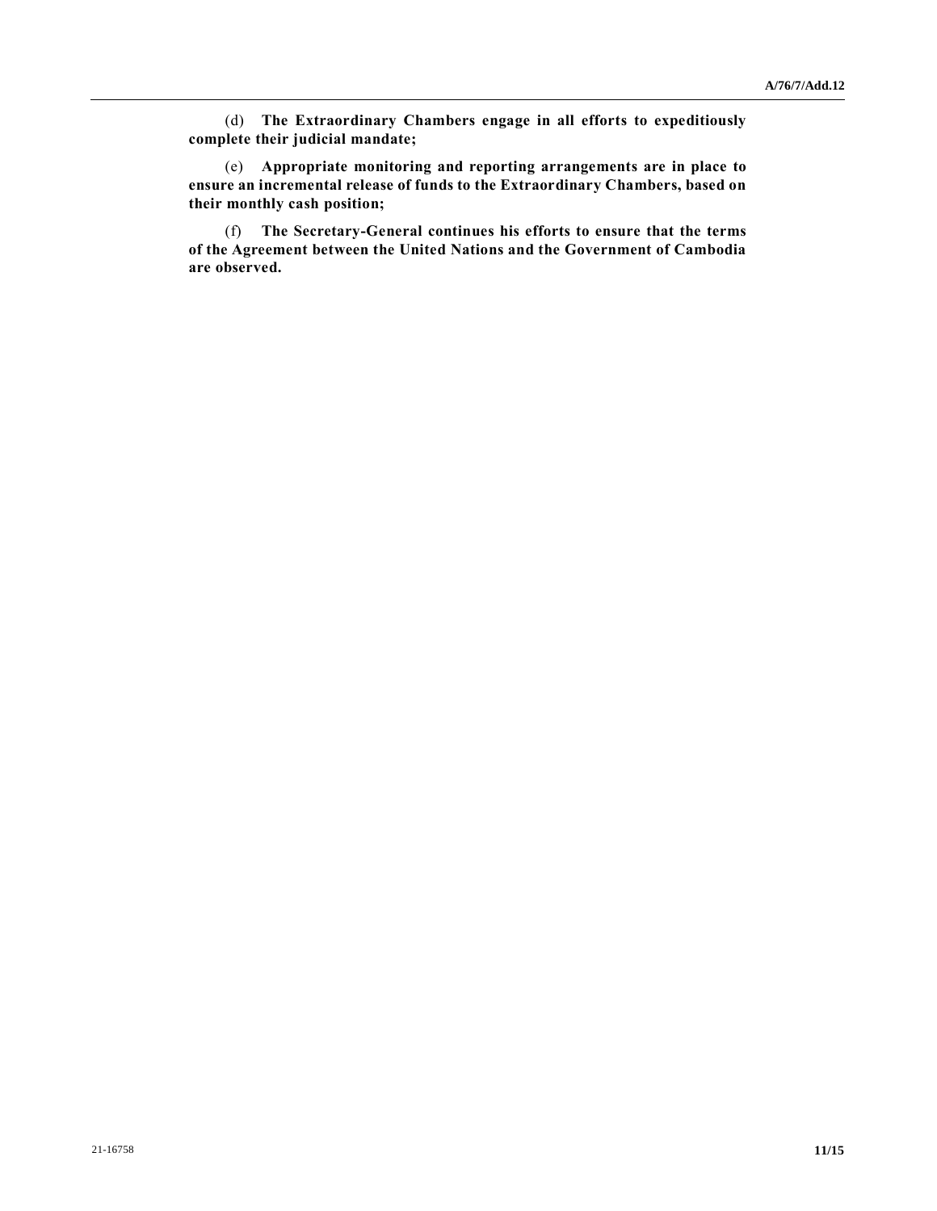(d) **The Extraordinary Chambers engage in all efforts to expeditiously complete their judicial mandate;**

(e) **Appropriate monitoring and reporting arrangements are in place to ensure an incremental release of funds to the Extraordinary Chambers, based on their monthly cash position;**

(f) **The Secretary-General continues his efforts to ensure that the terms of the Agreement between the United Nations and the Government of Cambodia are observed.**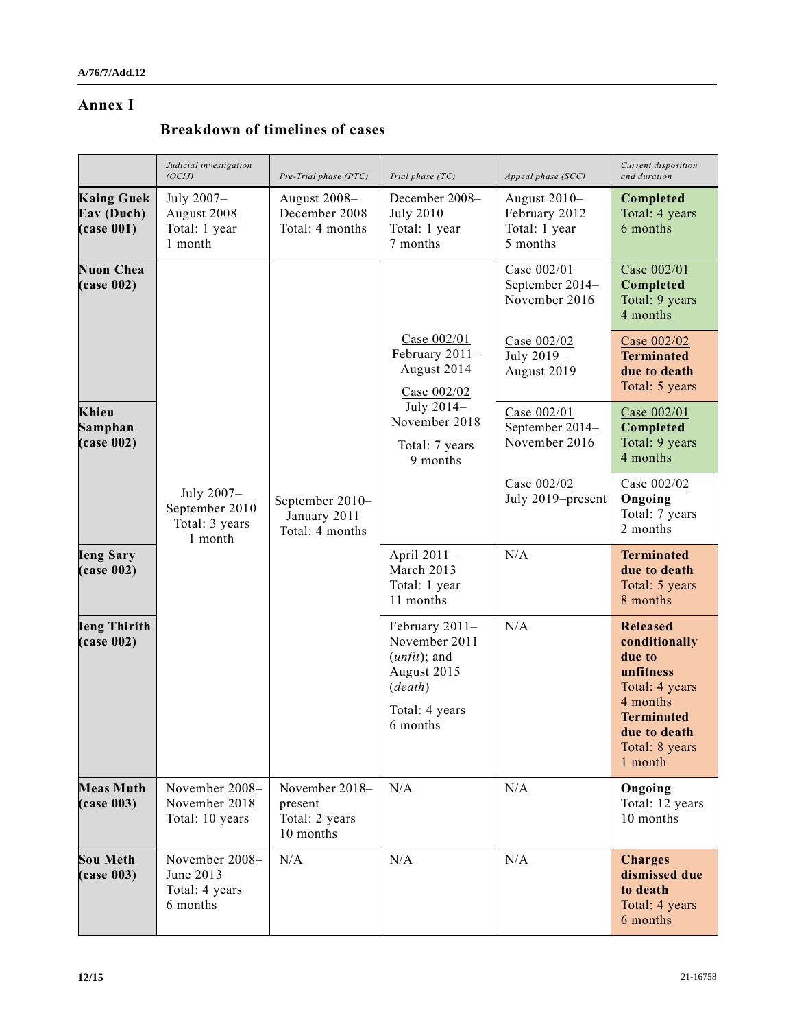# Annex I

## Breakdown of timelines of cases

| | *Judicial investigation (OCIJ)* | *Pre-Trial phase (PTC)* | *Trial phase (TC)* | *Appeal phase (SCC)* | *Current disposition and duration* |
|---|---|---|---|---|---|
| **Kaing Guek Eav (Duch) (case 001)** | July 2007–August 2008 Total: 1 year 1 month | August 2008–December 2008 Total: 4 months | December 2008–July 2010 Total: 1 year 7 months | August 2010–February 2012 Total: 1 year 5 months | **Completed** Total: 4 years 6 months |
| **Nuon Chea (case 002)** | July 2007–September 2010 Total: 3 years 1 month | September 2010–January 2011 Total: 4 months | Case 002/01 February 2011–August 2014; Case 002/02 July 2014–November 2018; Total: 7 years 9 months | Case 002/01 September 2014–November 2016 | Case 002/01 **Completed** Total: 9 years 4 months |
| | | | | Case 002/02 July 2019–August 2019 | Case 002/02 **Terminated due to death** Total: 5 years |
| **Khieu Samphan (case 002)** | | | | Case 002/01 September 2014–November 2016 | Case 002/01 **Completed** Total: 9 years 4 months |
| | | | | Case 002/02 July 2019–present | Case 002/02 **Ongoing** Total: 7 years 2 months |
| **Ieng Sary (case 002)** | | | April 2011–March 2013 Total: 1 year 11 months | N/A | **Terminated due to death** Total: 5 years 8 months |
| **Ieng Thirith (case 002)** | | | February 2011–November 2011 (*unfit*); and August 2015 (*death*) Total: 4 years 6 months | N/A | **Released conditionally due to unfitness** Total: 4 years 4 months **Terminated due to death** Total: 8 years 1 month |
| **Meas Muth (case 003)** | November 2008–November 2018 Total: 10 years | November 2018–present Total: 2 years 10 months | N/A | N/A | **Ongoing** Total: 12 years 10 months |
| **Sou Meth (case 003)** | November 2008–June 2013 Total: 4 years 6 months | N/A | N/A | N/A | **Charges dismissed due to death** Total: 4 years 6 months |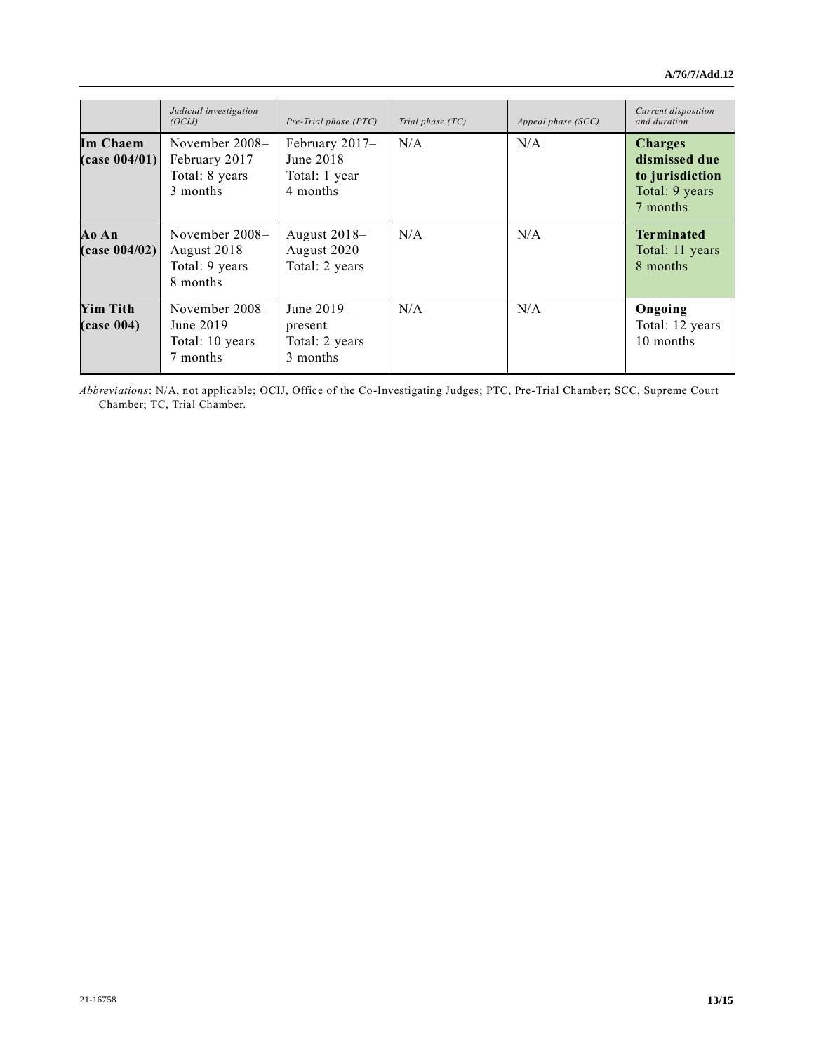| | *Judicial investigation (OCIJ)* | *Pre-Trial phase (PTC)* | *Trial phase (TC)* | *Appeal phase (SCC)* | *Current disposition and duration* |
|---|---|---|---|---|---|
| **Im Chaem (case 004/01)** | November 2008–February 2017 Total: 8 years 3 months | February 2017–June 2018 Total: 1 year 4 months | N/A | N/A | **Charges dismissed due to jurisdiction** Total: 9 years 7 months |
| **Ao An (case 004/02)** | November 2008–August 2018 Total: 9 years 8 months | August 2018–August 2020 Total: 2 years | N/A | N/A | **Terminated** Total: 11 years 8 months |
| **Yim Tith (case 004)** | November 2008–June 2019 Total: 10 years 7 months | June 2019–present Total: 2 years 3 months | N/A | N/A | **Ongoing** Total: 12 years 10 months |

*Abbreviations*: N/A, not applicable; OCIJ, Office of the Co-Investigating Judges; PTC, Pre-Trial Chamber; SCC, Supreme Court Chamber; TC, Trial Chamber.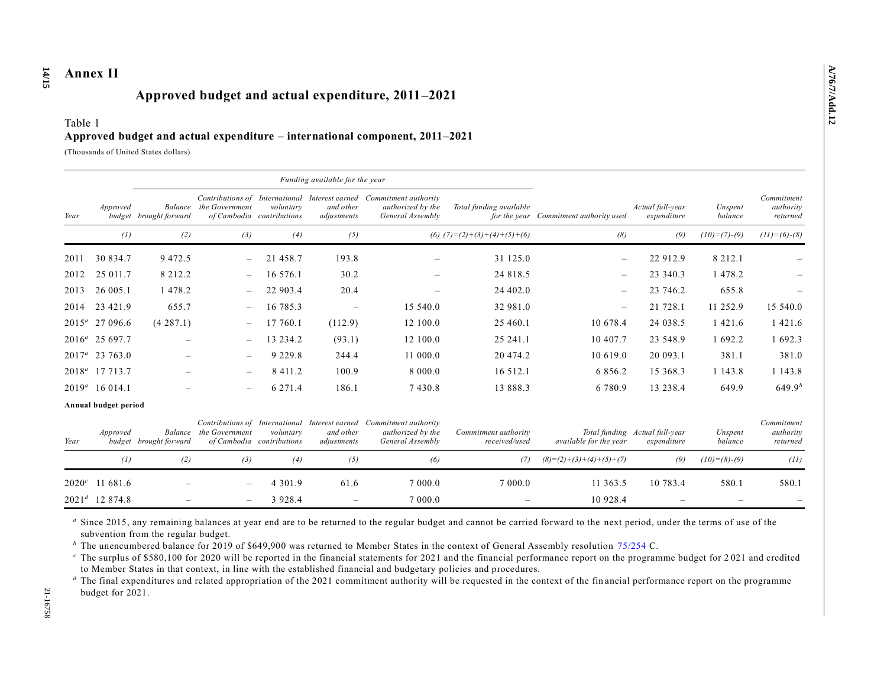# Annex II

## Approved budget and actual expenditure, 2011–2021

Table 1
**Approved budget and actual expenditure – international component, 2011–2021**

(Thousands of United States dollars)

| | | Funding available for the year | | | | | | | | | | |
|---|---|---|---|---|---|---|---|---|---|---|---|---|
| Year | Approved budget | Balance brought forward | Contributions of the Government of Cambodia | International voluntary contributions | Interest earned and other adjustments | Commitment authority authorized by the General Assembly | Total funding available for the year | Commitment authority used | Actual full-year expenditure | Unspent balance | Commitment authority returned |
| | (1) | (2) | (3) | (4) | (5) | (6) | (7)=(2)+(3)+(4)+(5)+(6) | (8) | (9) | (10)=(7)-(9) | (11)=(6)-(8) |
| 2011 | 30 834.7 | 9 472.5 | – | 21 458.7 | 193.8 | – | 31 125.0 | – | 22 912.9 | 8 212.1 | – |
| 2012 | 25 011.7 | 8 212.2 | – | 16 576.1 | 30.2 | – | 24 818.5 | – | 23 340.3 | 1 478.2 | – |
| 2013 | 26 005.1 | 1 478.2 | – | 22 903.4 | 20.4 | – | 24 402.0 | – | 23 746.2 | 655.8 | – |
| 2014 | 23 421.9 | 655.7 | – | 16 785.3 | – | 15 540.0 | 32 981.0 | – | 21 728.1 | 11 252.9 | 15 540.0 |
| 2015[a] | 27 096.6 | (4 287.1) | – | 17 760.1 | (112.9) | 12 100.0 | 25 460.1 | 10 678.4 | 24 038.5 | 1 421.6 | 1 421.6 |
| 2016[a] | 25 697.7 | – | – | 13 234.2 | (93.1) | 12 100.0 | 25 241.1 | 10 407.7 | 23 548.9 | 1 692.2 | 1 692.3 |
| 2017[a] | 23 763.0 | – | – | 9 229.8 | 244.4 | 11 000.0 | 20 474.2 | 10 619.0 | 20 093.1 | 381.1 | 381.0 |
| 2018[a] | 17 713.7 | – | – | 8 411.2 | 100.9 | 8 000.0 | 16 512.1 | 6 856.2 | 15 368.3 | 1 143.8 | 1 143.8 |
| 2019[a] | 16 014.1 | – | – | 6 271.4 | 186.1 | 7 430.8 | 13 888.3 | 6 780.9 | 13 238.4 | 649.9 | 649.9[b] |

**Annual budget period**

| Year | Approved budget | Balance brought forward | Contributions of the Government of Cambodia | International voluntary contributions | Interest earned and other adjustments | Commitment authority authorized by the General Assembly | Commitment authority received/used | Total funding available for the year | Actual full-year expenditure | Unspent balance | Commitment authority returned |
|---|---|---|---|---|---|---|---|---|---|---|---|
| | (1) | (2) | (3) | (4) | (5) | (6) | (7) | (8)=(2)+(3)+(4)+(5)+(7) | (9) | (10)=(8)-(9) | (11) |
| 2020[c] | 11 681.6 | – | – | 4 301.9 | 61.6 | 7 000.0 | 7 000.0 | 11 363.5 | 10 783.4 | 580.1 | 580.1 |
| 2021[d] | 12 874.8 | – | – | 3 928.4 | – | 7 000.0 | – | 10 928.4 | – | – | – |

[a] Since 2015, any remaining balances at year end are to be returned to the regular budget and cannot be carried forward to the next period, under the terms of use of the subvention from the regular budget.

[b] The unencumbered balance for 2019 of $649,900 was returned to Member States in the context of General Assembly resolution 75/254 C.

[c] The surplus of $580,100 for 2020 will be reported in the financial statements for 2021 and the financial performance report on the programme budget for 2021 and credited to Member States in that context, in line with the established financial and budgetary policies and procedures.

[d] The final expenditures and related appropriation of the 2021 commitment authority will be requested in the context of the financial performance report on the programme budget for 2021.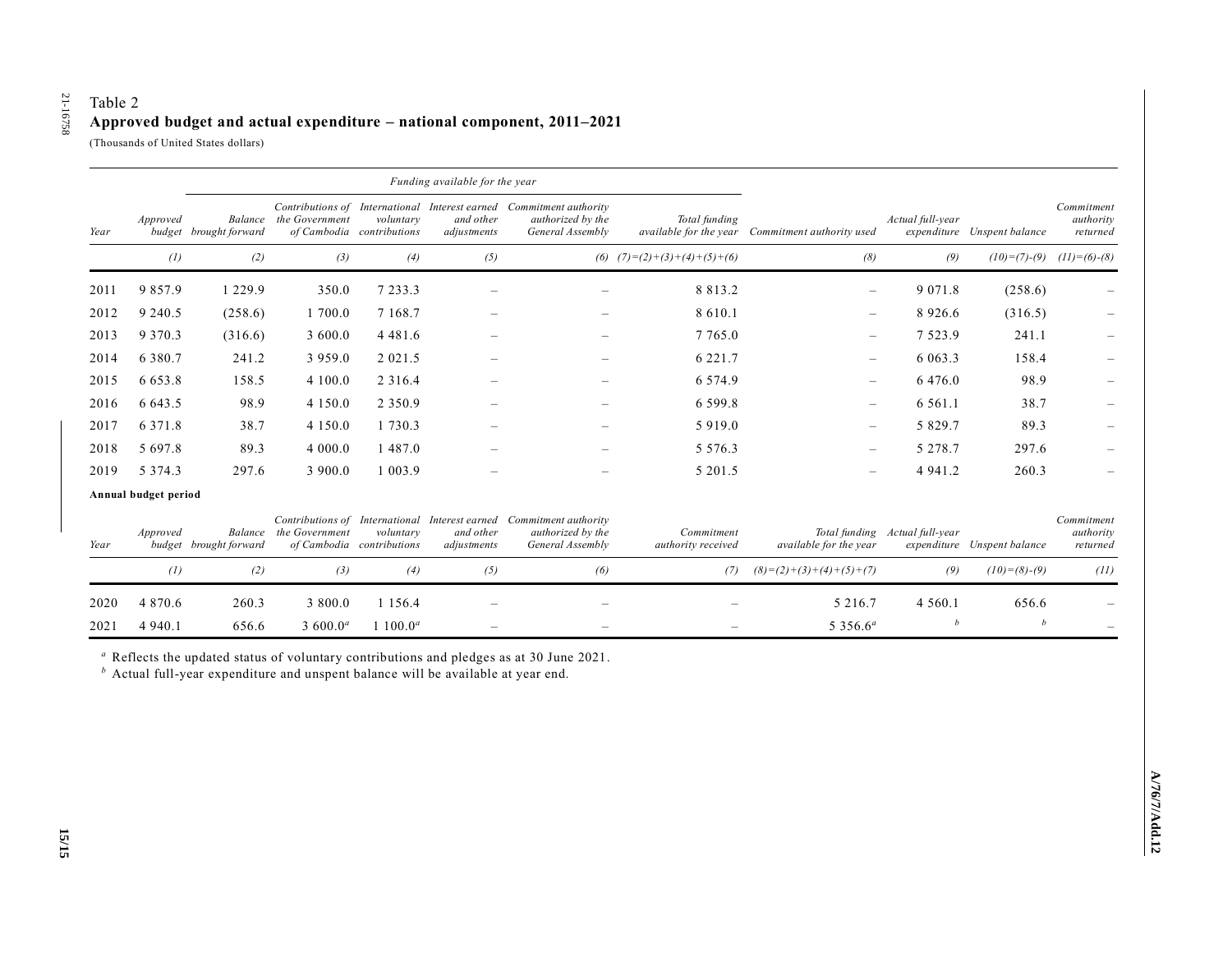Table 2
**Approved budget and actual expenditure – national component, 2011–2021**

(Thousands of United States dollars)

| Year | Approved budget | Funding available for the year: Balance brought forward | Contributions of the Government of Cambodia | International voluntary contributions | Interest earned and other adjustments | Commitment authority authorized by the General Assembly | Total funding available for the year | Commitment authority used | Actual full-year expenditure | Unspent balance | Commitment authority returned |
|---|---|---|---|---|---|---|---|---|---|---|---|
| | (1) | (2) | (3) | (4) | (5) | (6) | (7)=(2)+(3)+(4)+(5)+(6) | (8) | (9) | (10)=(7)-(9) | (11)=(6)-(8) |
| 2011 | 9 857.9 | 1 229.9 | 350.0 | 7 233.3 | – | – | 8 813.2 | – | 9 071.8 | (258.6) | – |
| 2012 | 9 240.5 | (258.6) | 1 700.0 | 7 168.7 | – | – | 8 610.1 | – | 8 926.6 | (316.5) | – |
| 2013 | 9 370.3 | (316.6) | 3 600.0 | 4 481.6 | – | – | 7 765.0 | – | 7 523.9 | 241.1 | – |
| 2014 | 6 380.7 | 241.2 | 3 959.0 | 2 021.5 | – | – | 6 221.7 | – | 6 063.3 | 158.4 | – |
| 2015 | 6 653.8 | 158.5 | 4 100.0 | 2 316.4 | – | – | 6 574.9 | – | 6 476.0 | 98.9 | – |
| 2016 | 6 643.5 | 98.9 | 4 150.0 | 2 350.9 | – | – | 6 599.8 | – | 6 561.1 | 38.7 | – |
| 2017 | 6 371.8 | 38.7 | 4 150.0 | 1 730.3 | – | – | 5 919.0 | – | 5 829.7 | 89.3 | – |
| 2018 | 5 697.8 | 89.3 | 4 000.0 | 1 487.0 | – | – | 5 576.3 | – | 5 278.7 | 297.6 | – |
| 2019 | 5 374.3 | 297.6 | 3 900.0 | 1 003.9 | – | – | 5 201.5 | – | 4 941.2 | 260.3 | – |

**Annual budget period**

| Year | Approved budget | Balance brought forward | Contributions of the Government of Cambodia | International voluntary contributions | Interest earned and other adjustments | Commitment authority authorized by the General Assembly | Commitment authority received | Total funding available for the year | Actual full-year expenditure | Unspent balance | Commitment authority returned |
|---|---|---|---|---|---|---|---|---|---|---|---|
| | (1) | (2) | (3) | (4) | (5) | (6) | (7) | (8)=(2)+(3)+(4)+(5)+(7) | (9) | (10)=(8)-(9) | (11) |
| 2020 | 4 870.6 | 260.3 | 3 800.0 | 1 156.4 | – | – | – | 5 216.7 | 4 560.1 | 656.6 | – |
| 2021 | 4 940.1 | 656.6 | 3 600.0[a] | 1 100.0[a] | – | – | – | 5 356.6[a] | [b] | [b] | – |

[a] Reflects the updated status of voluntary contributions and pledges as at 30 June 2021.

[b] Actual full-year expenditure and unspent balance will be available at year end.